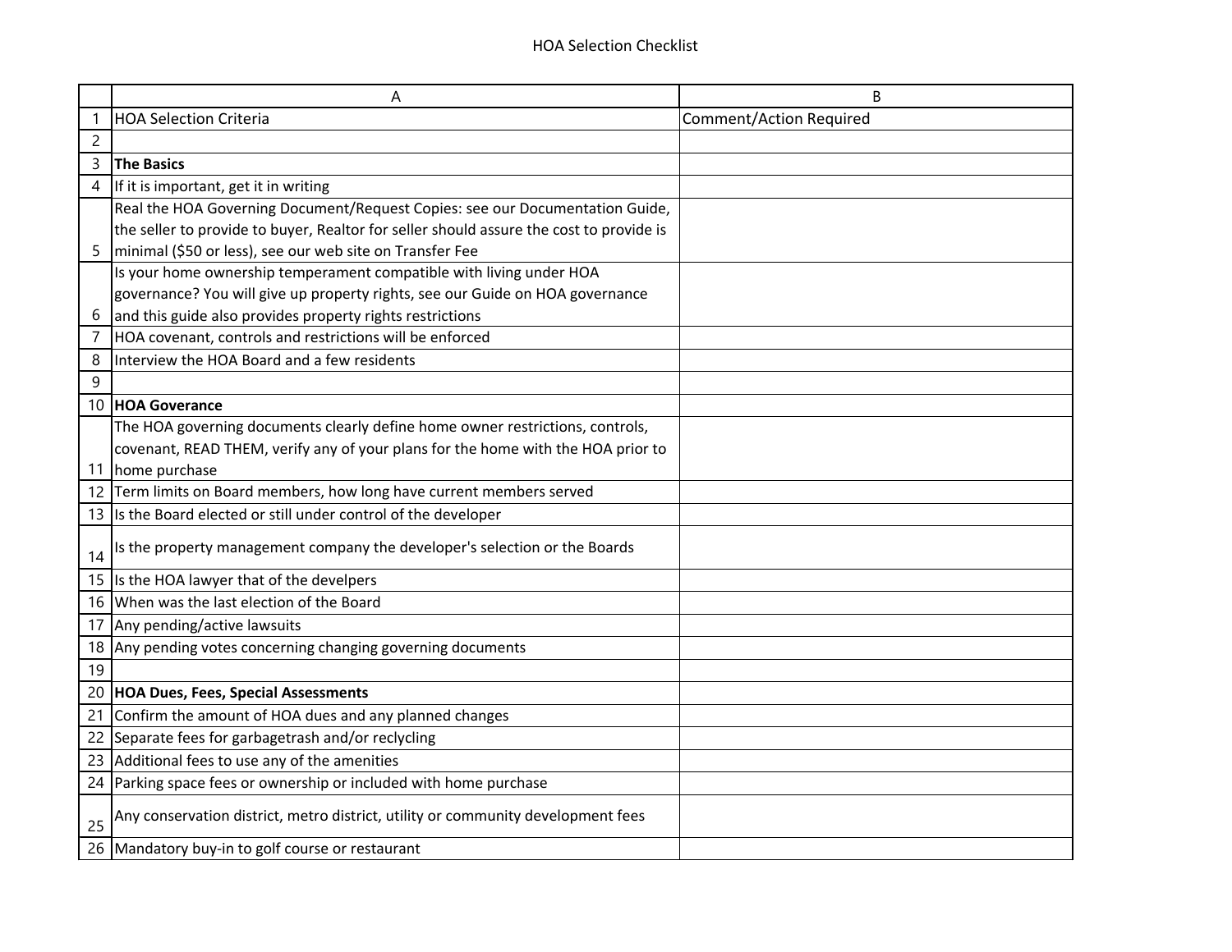# HOA Selection Checklist

| | A | B |
|---|---|---|
| 1 | HOA Selection Criteria | Comment/Action Required |
| 2 | | |
| 3 | **The Basics** | |
| 4 | If it is important, get it in writing | |
| 5 | Real the HOA Governing Document/Request Copies: see our Documentation Guide, the seller to provide to buyer, Realtor for seller should assure the cost to provide is minimal ($50 or less), see our web site on Transfer Fee | |
| 6 | Is your home ownership temperament compatible with living under HOA governance? You will give up property rights, see our Guide on HOA governance and this guide also provides property rights restrictions | |
| 7 | HOA covenant, controls and restrictions will be enforced | |
| 8 | Interview the HOA Board and a few residents | |
| 9 | | |
| 10 | **HOA Goverance** | |
| 11 | The HOA governing documents clearly define home owner restrictions, controls, covenant, READ THEM, verify any of your plans for the home with the HOA prior to home purchase | |
| 12 | Term limits on Board members, how long have current members served | |
| 13 | Is the Board elected or still under control of the developer | |
| 14 | Is the property management company the developer's selection or the Boards | |
| 15 | Is the HOA lawyer that of the develpers | |
| 16 | When was the last election of the Board | |
| 17 | Any pending/active lawsuits | |
| 18 | Any pending votes concerning changing governing documents | |
| 19 | | |
| 20 | **HOA Dues, Fees, Special Assessments** | |
| 21 | Confirm the amount of HOA dues and any planned changes | |
| 22 | Separate fees for garbagetrash and/or reclycling | |
| 23 | Additional fees to use any of the amenities | |
| 24 | Parking space fees or ownership or included with home purchase | |
| 25 | Any conservation district, metro district, utility or community development fees | |
| 26 | Mandatory buy-in to golf course or restaurant | |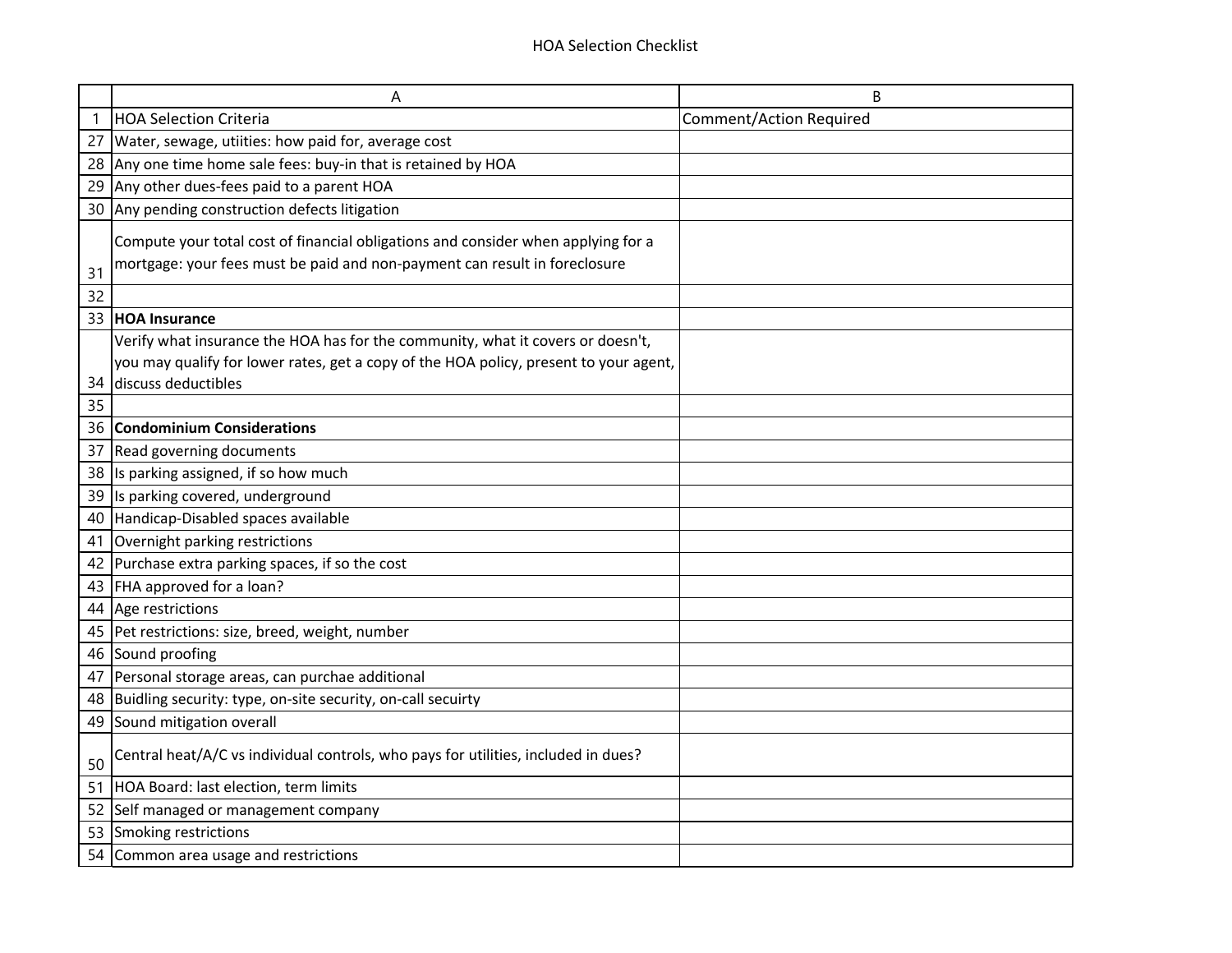# HOA Selection Checklist

| | A | B |
|---|---|---|
| 1 | HOA Selection Criteria | Comment/Action Required |
| 27 | Water, sewage, utiities: how paid for, average cost | |
| 28 | Any one time home sale fees: buy-in that is retained by HOA | |
| 29 | Any other dues-fees paid to a parent HOA | |
| 30 | Any pending construction defects litigation | |
| 31 | Compute your total cost of financial obligations and consider when applying for a mortgage: your fees must be paid and non-payment can result in foreclosure | |
| 32 | | |
| 33 | **HOA Insurance** | |
| 34 | Verify what insurance the HOA has for the community, what it covers or doesn't, you may qualify for lower rates, get a copy of the HOA policy, present to your agent, discuss deductibles | |
| 35 | | |
| 36 | **Condominium Considerations** | |
| 37 | Read governing documents | |
| 38 | Is parking assigned, if so how much | |
| 39 | Is parking covered, underground | |
| 40 | Handicap-Disabled spaces available | |
| 41 | Overnight parking restrictions | |
| 42 | Purchase extra parking spaces, if so the cost | |
| 43 | FHA approved for a loan? | |
| 44 | Age restrictions | |
| 45 | Pet restrictions: size, breed, weight, number | |
| 46 | Sound proofing | |
| 47 | Personal storage areas, can purchae additional | |
| 48 | Buidling security: type, on-site security, on-call secuirty | |
| 49 | Sound mitigation overall | |
| 50 | Central heat/A/C vs individual controls, who pays for utilities, included in dues? | |
| 51 | HOA Board: last election, term limits | |
| 52 | Self managed or management company | |
| 53 | Smoking restrictions | |
| 54 | Common area usage and restrictions | |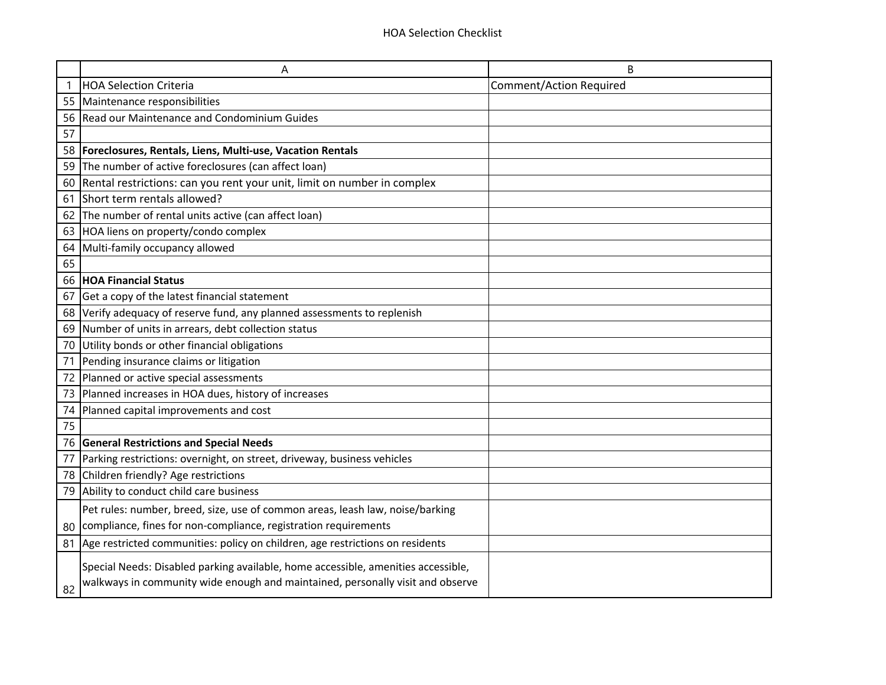HOA Selection Checklist

| | A | B |
|---|---|---|
| 1 | HOA Selection Criteria | Comment/Action Required |
| 55 | Maintenance responsibilities | |
| 56 | Read our Maintenance and Condominium Guides | |
| 57 | | |
| 58 | **Foreclosures, Rentals, Liens, Multi-use, Vacation Rentals** | |
| 59 | The number of active foreclosures (can affect loan) | |
| 60 | Rental restrictions: can you rent your unit, limit on number in complex | |
| 61 | Short term rentals allowed? | |
| 62 | The number of rental units active (can affect loan) | |
| 63 | HOA liens on property/condo complex | |
| 64 | Multi-family occupancy allowed | |
| 65 | | |
| 66 | **HOA Financial Status** | |
| 67 | Get a copy of the latest financial statement | |
| 68 | Verify adequacy of reserve fund, any planned assessments to replenish | |
| 69 | Number of units in arrears, debt collection status | |
| 70 | Utility bonds or other financial obligations | |
| 71 | Pending insurance claims or litigation | |
| 72 | Planned or active special assessments | |
| 73 | Planned increases in HOA dues, history of increases | |
| 74 | Planned capital improvements and cost | |
| 75 | | |
| 76 | **General Restrictions and Special Needs** | |
| 77 | Parking restrictions: overnight, on street, driveway, business vehicles | |
| 78 | Children friendly? Age restrictions | |
| 79 | Ability to conduct child care business | |
| 80 | Pet rules: number, breed, size, use of common areas, leash law, noise/barking compliance, fines for non-compliance, registration requirements | |
| 81 | Age restricted communities: policy on children, age restrictions on residents | |
| 82 | Special Needs: Disabled parking available, home accessible, amenities accessible, walkways in community wide enough and maintained, personally visit and observe | |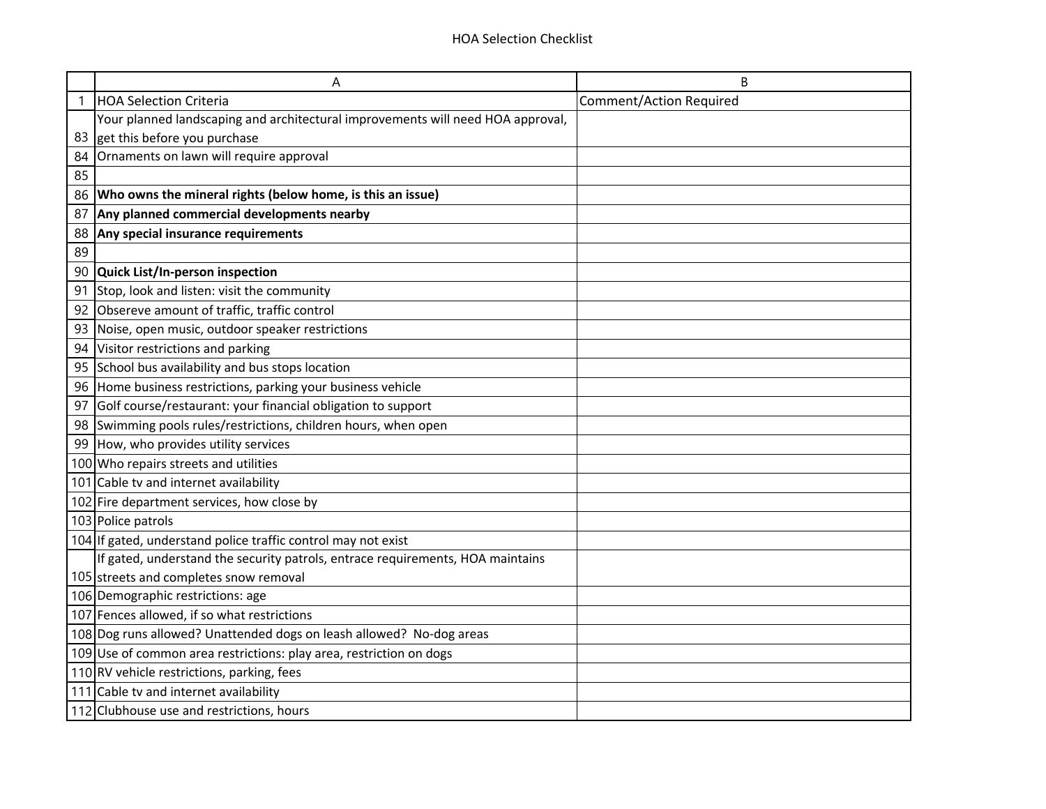HOA Selection Checklist

| | A | B |
|---|---|---|
| 1 | HOA Selection Criteria | Comment/Action Required |
| 83 | Your planned landscaping and architectural improvements will need HOA approval, get this before you purchase | |
| 84 | Ornaments on lawn will require approval | |
| 85 | | |
| 86 | **Who owns the mineral rights (below home, is this an issue)** | |
| 87 | **Any planned commercial developments nearby** | |
| 88 | **Any special insurance requirements** | |
| 89 | | |
| 90 | **Quick List/In-person inspection** | |
| 91 | Stop, look and listen: visit the community | |
| 92 | Obsereve amount of traffic, traffic control | |
| 93 | Noise, open music, outdoor speaker restrictions | |
| 94 | Visitor restrictions and parking | |
| 95 | School bus availability and bus stops location | |
| 96 | Home business restrictions, parking your business vehicle | |
| 97 | Golf course/restaurant: your financial obligation to support | |
| 98 | Swimming pools rules/restrictions, children hours, when open | |
| 99 | How, who provides utility services | |
| 100 | Who repairs streets and utilities | |
| 101 | Cable tv and internet availability | |
| 102 | Fire department services, how close by | |
| 103 | Police patrols | |
| 104 | If gated, understand police traffic control may not exist | |
| 105 | If gated, understand the security patrols, entrace requirements, HOA maintains streets and completes snow removal | |
| 106 | Demographic restrictions: age | |
| 107 | Fences allowed, if so what restrictions | |
| 108 | Dog runs allowed? Unattended dogs on leash allowed? No-dog areas | |
| 109 | Use of common area restrictions: play area, restriction on dogs | |
| 110 | RV vehicle restrictions, parking, fees | |
| 111 | Cable tv and internet availability | |
| 112 | Clubhouse use and restrictions, hours | |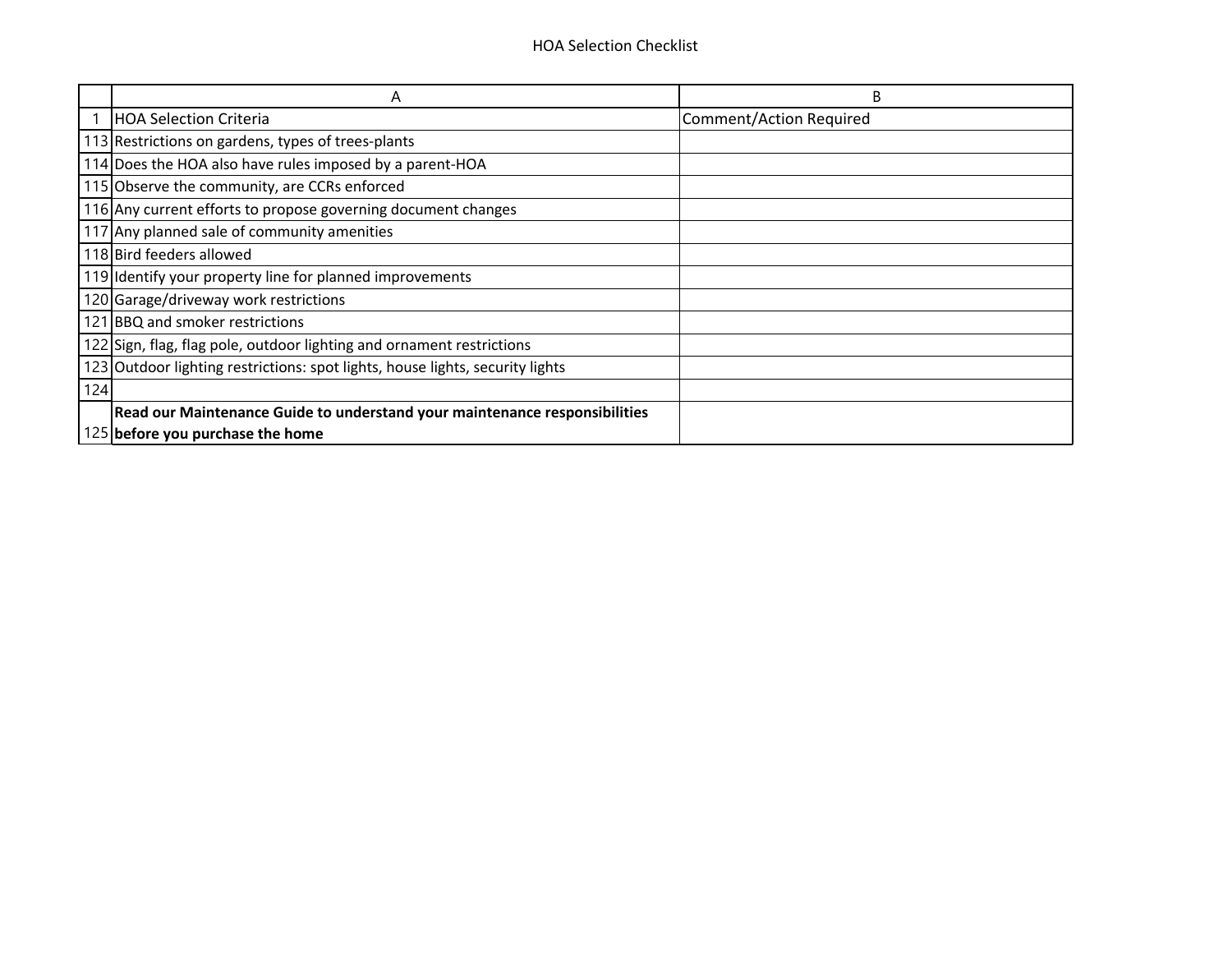HOA Selection Checklist

| | A | B |
|---|---|---|
| 1 | HOA Selection Criteria | Comment/Action Required |
| 113 | Restrictions on gardens, types of trees-plants | |
| 114 | Does the HOA also have rules imposed by a parent-HOA | |
| 115 | Observe the community, are CCRs enforced | |
| 116 | Any current efforts to propose governing document changes | |
| 117 | Any planned sale of community amenities | |
| 118 | Bird feeders allowed | |
| 119 | Identify your property line for planned improvements | |
| 120 | Garage/driveway work restrictions | |
| 121 | BBQ and smoker restrictions | |
| 122 | Sign, flag, flag pole, outdoor lighting and ornament restrictions | |
| 123 | Outdoor lighting restrictions: spot lights, house lights, security lights | |
| 124 | | |
| 125 | **Read our Maintenance Guide to understand your maintenance responsibilities before you purchase the home** | |